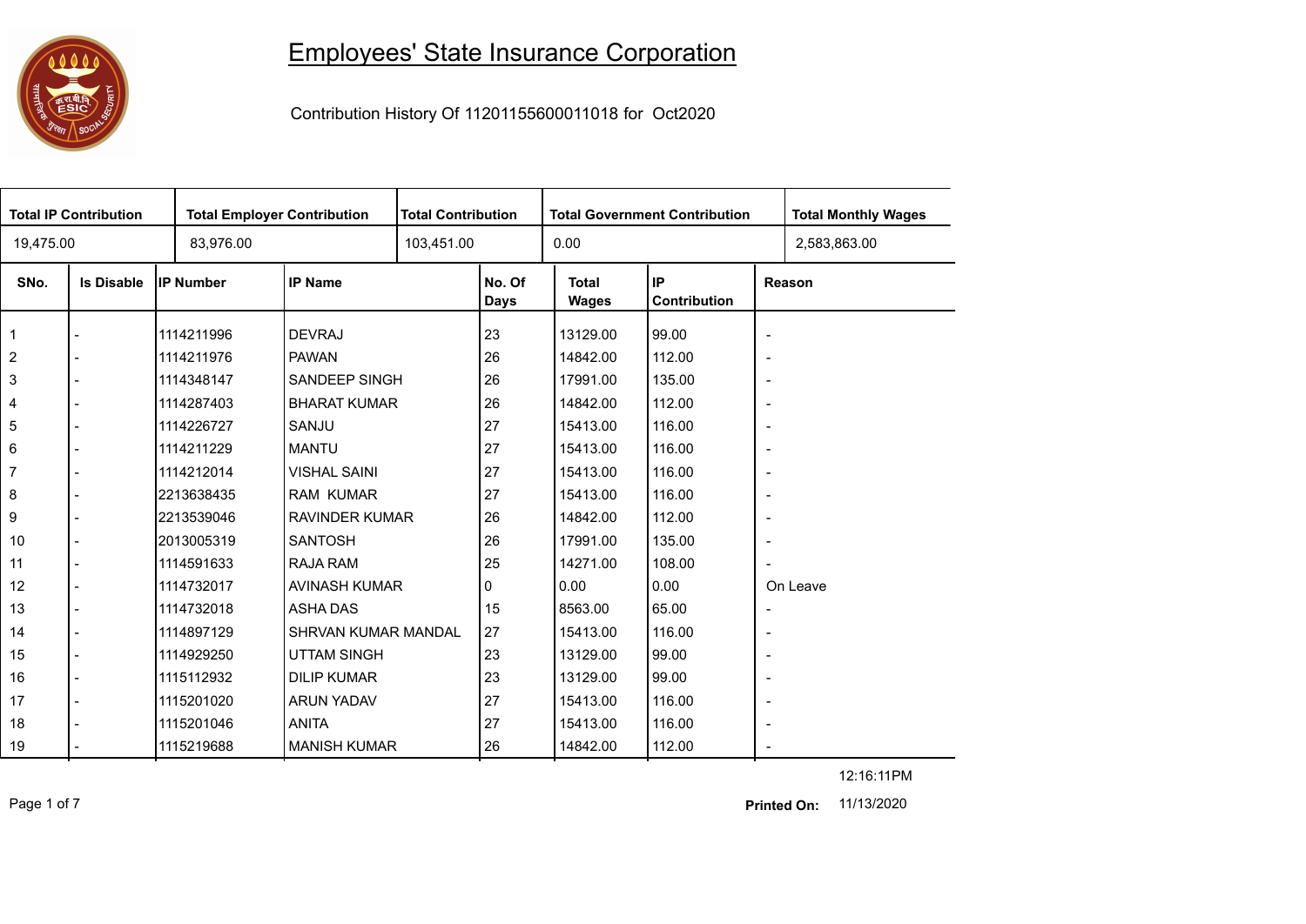# Employees' State Insurance Corporation

Contribution History Of 11201155600011018 for Oct2020

| Total IP Contribution | Total Employer Contribution | Total Contribution | Total Government Contribution | Total Monthly Wages |
|---|---|---|---|---|
| 19,475.00 | 83,976.00 | 103,451.00 | 0.00 | 2,583,863.00 |

| SNo. | Is Disable | IP Number | IP Name | No. Of Days | Total Wages | IP Contribution | Reason |
|---|---|---|---|---|---|---|---|
| 1 | - | 1114211996 | DEVRAJ | 23 | 13129.00 | 99.00 | - |
| 2 | - | 1114211976 | PAWAN | 26 | 14842.00 | 112.00 | - |
| 3 | - | 1114348147 | SANDEEP SINGH | 26 | 17991.00 | 135.00 | - |
| 4 | - | 1114287403 | BHARAT KUMAR | 26 | 14842.00 | 112.00 | - |
| 5 | - | 1114226727 | SANJU | 27 | 15413.00 | 116.00 | - |
| 6 | - | 1114211229 | MANTU | 27 | 15413.00 | 116.00 | - |
| 7 | - | 1114212014 | VISHAL SAINI | 27 | 15413.00 | 116.00 | - |
| 8 | - | 2213638435 | RAM KUMAR | 27 | 15413.00 | 116.00 | - |
| 9 | - | 2213539046 | RAVINDER KUMAR | 26 | 14842.00 | 112.00 | - |
| 10 | - | 2013005319 | SANTOSH | 26 | 17991.00 | 135.00 | - |
| 11 | - | 1114591633 | RAJA RAM | 25 | 14271.00 | 108.00 | - |
| 12 | - | 1114732017 | AVINASH KUMAR | 0 | 0.00 | 0.00 | On Leave |
| 13 | - | 1114732018 | ASHA DAS | 15 | 8563.00 | 65.00 | - |
| 14 | - | 1114897129 | SHRVAN KUMAR MANDAL | 27 | 15413.00 | 116.00 | - |
| 15 | - | 1114929250 | UTTAM SINGH | 23 | 13129.00 | 99.00 | - |
| 16 | - | 1115112932 | DILIP KUMAR | 23 | 13129.00 | 99.00 | - |
| 17 | - | 1115201020 | ARUN YADAV | 27 | 15413.00 | 116.00 | - |
| 18 | - | 1115201046 | ANITA | 27 | 15413.00 | 116.00 | - |
| 19 | - | 1115219688 | MANISH KUMAR | 26 | 14842.00 | 112.00 | - |

12:16:11PM

**Printed On:** 11/13/2020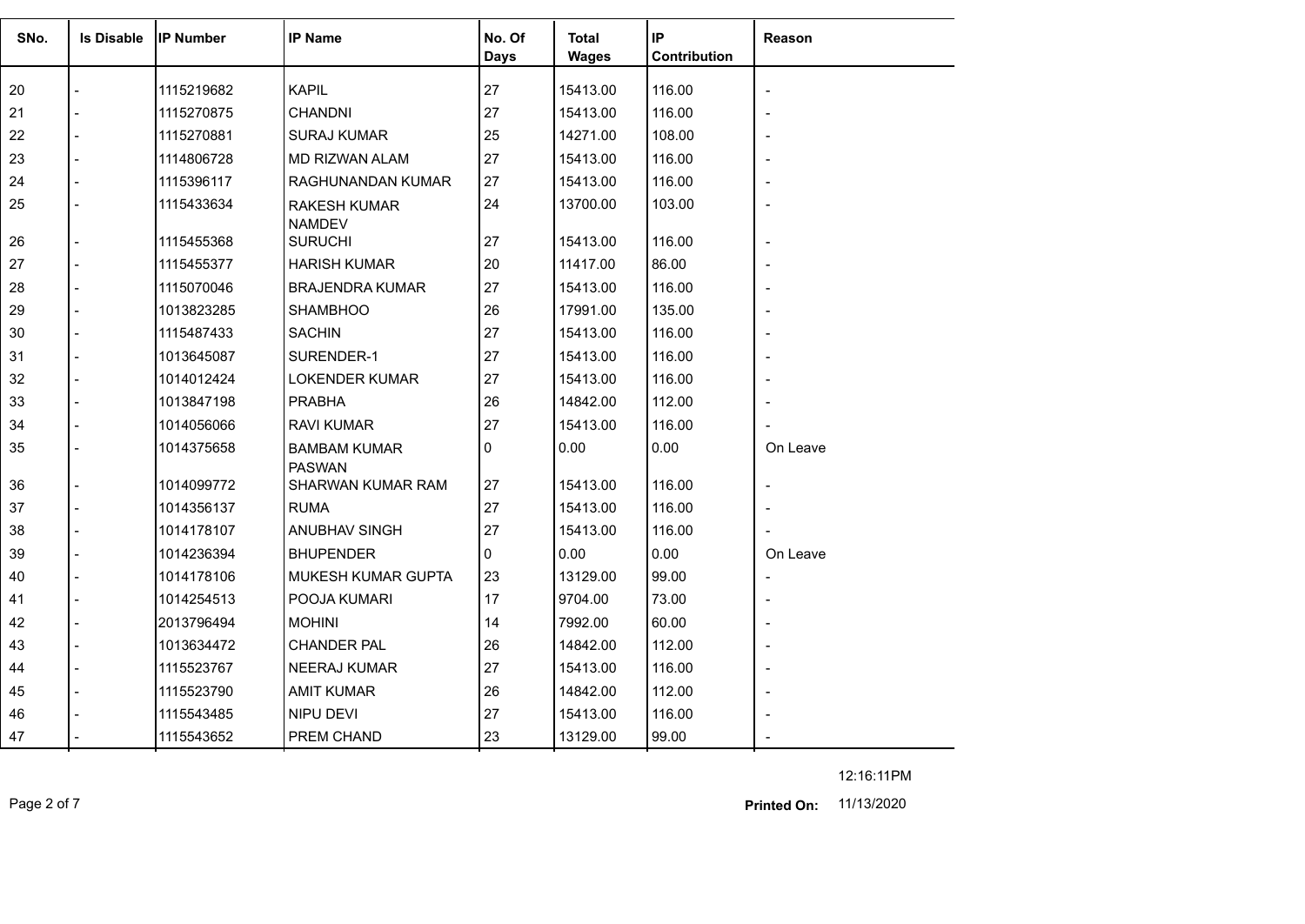| SNo. | Is Disable | IP Number | IP Name | No. Of Days | Total Wages | IP Contribution | Reason |
|---|---|---|---|---|---|---|---|
| 20 | - | 1115219682 | KAPIL | 27 | 15413.00 | 116.00 | - |
| 21 | - | 1115270875 | CHANDNI | 27 | 15413.00 | 116.00 | - |
| 22 | - | 1115270881 | SURAJ KUMAR | 25 | 14271.00 | 108.00 | - |
| 23 | - | 1114806728 | MD RIZWAN ALAM | 27 | 15413.00 | 116.00 | - |
| 24 | - | 1115396117 | RAGHUNANDAN KUMAR | 27 | 15413.00 | 116.00 | - |
| 25 | - | 1115433634 | RAKESH KUMAR NAMDEV | 24 | 13700.00 | 103.00 | - |
| 26 | - | 1115455368 | SURUCHI | 27 | 15413.00 | 116.00 | - |
| 27 | - | 1115455377 | HARISH KUMAR | 20 | 11417.00 | 86.00 | - |
| 28 | - | 1115070046 | BRAJENDRA KUMAR | 27 | 15413.00 | 116.00 | - |
| 29 | - | 1013823285 | SHAMBHOO | 26 | 17991.00 | 135.00 | - |
| 30 | - | 1115487433 | SACHIN | 27 | 15413.00 | 116.00 | - |
| 31 | - | 1013645087 | SURENDER-1 | 27 | 15413.00 | 116.00 | - |
| 32 | - | 1014012424 | LOKENDER KUMAR | 27 | 15413.00 | 116.00 | - |
| 33 | - | 1013847198 | PRABHA | 26 | 14842.00 | 112.00 | - |
| 34 | - | 1014056066 | RAVI KUMAR | 27 | 15413.00 | 116.00 | - |
| 35 | - | 1014375658 | BAMBAM KUMAR PASWAN | 0 | 0.00 | 0.00 | On Leave |
| 36 | - | 1014099772 | SHARWAN KUMAR RAM | 27 | 15413.00 | 116.00 | - |
| 37 | - | 1014356137 | RUMA | 27 | 15413.00 | 116.00 | - |
| 38 | - | 1014178107 | ANUBHAV SINGH | 27 | 15413.00 | 116.00 | - |
| 39 | - | 1014236394 | BHUPENDER | 0 | 0.00 | 0.00 | On Leave |
| 40 | - | 1014178106 | MUKESH KUMAR GUPTA | 23 | 13129.00 | 99.00 | - |
| 41 | - | 1014254513 | POOJA KUMARI | 17 | 9704.00 | 73.00 | - |
| 42 | - | 2013796494 | MOHINI | 14 | 7992.00 | 60.00 | - |
| 43 | - | 1013634472 | CHANDER PAL | 26 | 14842.00 | 112.00 | - |
| 44 | - | 1115523767 | NEERAJ KUMAR | 27 | 15413.00 | 116.00 | - |
| 45 | - | 1115523790 | AMIT KUMAR | 26 | 14842.00 | 112.00 | - |
| 46 | - | 1115543485 | NIPU DEVI | 27 | 15413.00 | 116.00 | - |
| 47 | - | 1115543652 | PREM CHAND | 23 | 13129.00 | 99.00 | - |

12:16:11PM

**Printed On:** 11/13/2020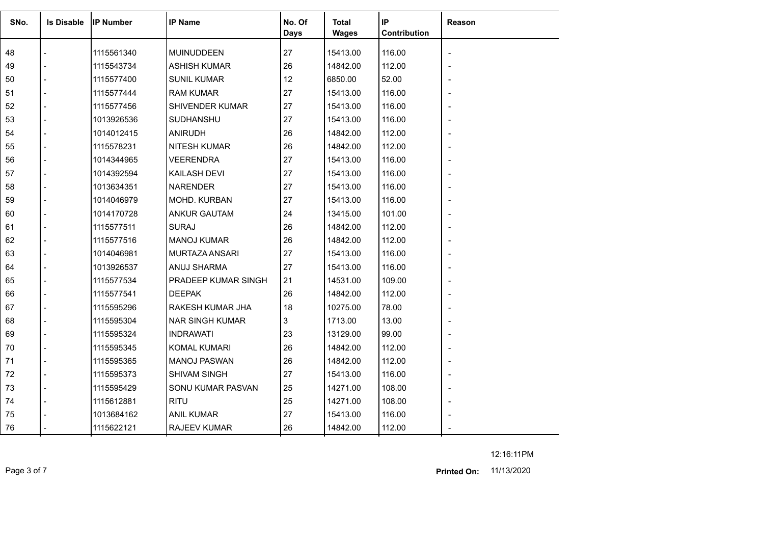| SNo. | Is Disable | IP Number | IP Name | No. Of Days | Total Wages | IP Contribution | Reason |
|---|---|---|---|---|---|---|---|
| 48 | - | 1115561340 | MUINUDDEEN | 27 | 15413.00 | 116.00 | - |
| 49 | - | 1115543734 | ASHISH KUMAR | 26 | 14842.00 | 112.00 | - |
| 50 | - | 1115577400 | SUNIL KUMAR | 12 | 6850.00 | 52.00 | - |
| 51 | - | 1115577444 | RAM KUMAR | 27 | 15413.00 | 116.00 | - |
| 52 | - | 1115577456 | SHIVENDER KUMAR | 27 | 15413.00 | 116.00 | - |
| 53 | - | 1013926536 | SUDHANSHU | 27 | 15413.00 | 116.00 | - |
| 54 | - | 1014012415 | ANIRUDH | 26 | 14842.00 | 112.00 | - |
| 55 | - | 1115578231 | NITESH KUMAR | 26 | 14842.00 | 112.00 | - |
| 56 | - | 1014344965 | VEERENDRA | 27 | 15413.00 | 116.00 | - |
| 57 | - | 1014392594 | KAILASH DEVI | 27 | 15413.00 | 116.00 | - |
| 58 | - | 1013634351 | NARENDER | 27 | 15413.00 | 116.00 | - |
| 59 | - | 1014046979 | MOHD. KURBAN | 27 | 15413.00 | 116.00 | - |
| 60 | - | 1014170728 | ANKUR GAUTAM | 24 | 13415.00 | 101.00 | - |
| 61 | - | 1115577511 | SURAJ | 26 | 14842.00 | 112.00 | - |
| 62 | - | 1115577516 | MANOJ KUMAR | 26 | 14842.00 | 112.00 | - |
| 63 | - | 1014046981 | MURTAZA ANSARI | 27 | 15413.00 | 116.00 | - |
| 64 | - | 1013926537 | ANUJ SHARMA | 27 | 15413.00 | 116.00 | - |
| 65 | - | 1115577534 | PRADEEP KUMAR SINGH | 21 | 14531.00 | 109.00 | - |
| 66 | - | 1115577541 | DEEPAK | 26 | 14842.00 | 112.00 | - |
| 67 | - | 1115595296 | RAKESH KUMAR JHA | 18 | 10275.00 | 78.00 | - |
| 68 | - | 1115595304 | NAR SINGH KUMAR | 3 | 1713.00 | 13.00 | - |
| 69 | - | 1115595324 | INDRAWATI | 23 | 13129.00 | 99.00 | - |
| 70 | - | 1115595345 | KOMAL KUMARI | 26 | 14842.00 | 112.00 | - |
| 71 | - | 1115595365 | MANOJ PASWAN | 26 | 14842.00 | 112.00 | - |
| 72 | - | 1115595373 | SHIVAM SINGH | 27 | 15413.00 | 116.00 | - |
| 73 | - | 1115595429 | SONU KUMAR PASVAN | 25 | 14271.00 | 108.00 | - |
| 74 | - | 1115612881 | RITU | 25 | 14271.00 | 108.00 | - |
| 75 | - | 1013684162 | ANIL KUMAR | 27 | 15413.00 | 116.00 | - |
| 76 | - | 1115622121 | RAJEEV KUMAR | 26 | 14842.00 | 112.00 | - |

12:16:11PM

**Printed On:** 11/13/2020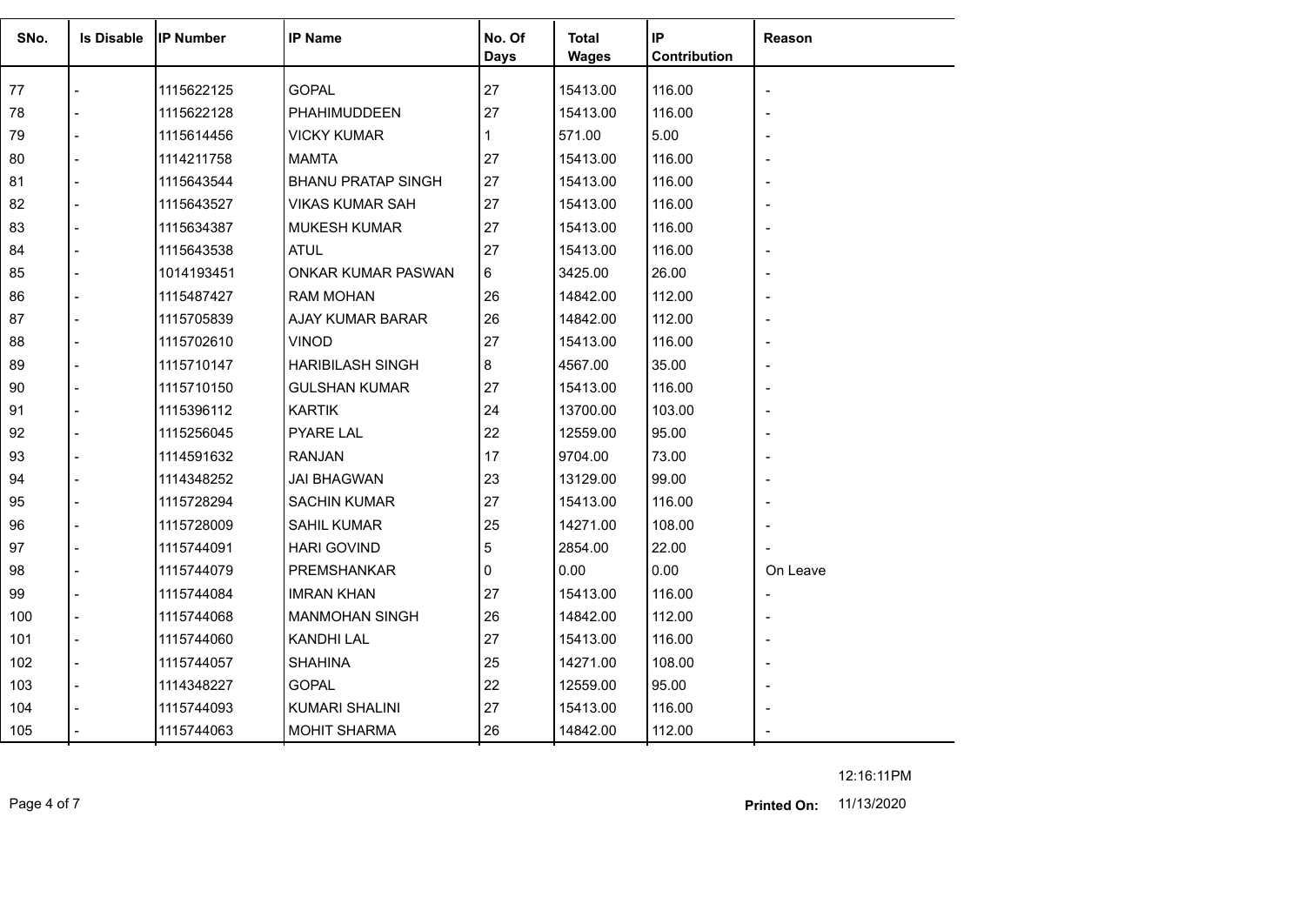| SNo. | Is Disable | IP Number | IP Name | No. Of Days | Total Wages | IP Contribution | Reason |
|---|---|---|---|---|---|---|---|
| 77 | - | 1115622125 | GOPAL | 27 | 15413.00 | 116.00 | - |
| 78 | - | 1115622128 | PHAHIMUDDEEN | 27 | 15413.00 | 116.00 | - |
| 79 | - | 1115614456 | VICKY KUMAR | 1 | 571.00 | 5.00 | - |
| 80 | - | 1114211758 | MAMTA | 27 | 15413.00 | 116.00 | - |
| 81 | - | 1115643544 | BHANU PRATAP SINGH | 27 | 15413.00 | 116.00 | - |
| 82 | - | 1115643527 | VIKAS KUMAR SAH | 27 | 15413.00 | 116.00 | - |
| 83 | - | 1115634387 | MUKESH KUMAR | 27 | 15413.00 | 116.00 | - |
| 84 | - | 1115643538 | ATUL | 27 | 15413.00 | 116.00 | - |
| 85 | - | 1014193451 | ONKAR KUMAR PASWAN | 6 | 3425.00 | 26.00 | - |
| 86 | - | 1115487427 | RAM MOHAN | 26 | 14842.00 | 112.00 | - |
| 87 | - | 1115705839 | AJAY KUMAR BARAR | 26 | 14842.00 | 112.00 | - |
| 88 | - | 1115702610 | VINOD | 27 | 15413.00 | 116.00 | - |
| 89 | - | 1115710147 | HARIBILASH SINGH | 8 | 4567.00 | 35.00 | - |
| 90 | - | 1115710150 | GULSHAN KUMAR | 27 | 15413.00 | 116.00 | - |
| 91 | - | 1115396112 | KARTIK | 24 | 13700.00 | 103.00 | - |
| 92 | - | 1115256045 | PYARE LAL | 22 | 12559.00 | 95.00 | - |
| 93 | - | 1114591632 | RANJAN | 17 | 9704.00 | 73.00 | - |
| 94 | - | 1114348252 | JAI BHAGWAN | 23 | 13129.00 | 99.00 | - |
| 95 | - | 1115728294 | SACHIN KUMAR | 27 | 15413.00 | 116.00 | - |
| 96 | - | 1115728009 | SAHIL KUMAR | 25 | 14271.00 | 108.00 | - |
| 97 | - | 1115744091 | HARI GOVIND | 5 | 2854.00 | 22.00 | - |
| 98 | - | 1115744079 | PREMSHANKAR | 0 | 0.00 | 0.00 | On Leave |
| 99 | - | 1115744084 | IMRAN KHAN | 27 | 15413.00 | 116.00 | - |
| 100 | - | 1115744068 | MANMOHAN SINGH | 26 | 14842.00 | 112.00 | - |
| 101 | - | 1115744060 | KANDHI LAL | 27 | 15413.00 | 116.00 | - |
| 102 | - | 1115744057 | SHAHINA | 25 | 14271.00 | 108.00 | - |
| 103 | - | 1114348227 | GOPAL | 22 | 12559.00 | 95.00 | - |
| 104 | - | 1115744093 | KUMARI SHALINI | 27 | 15413.00 | 116.00 | - |
| 105 | - | 1115744063 | MOHIT SHARMA | 26 | 14842.00 | 112.00 | - |

12:16:11PM

**Printed On:** 11/13/2020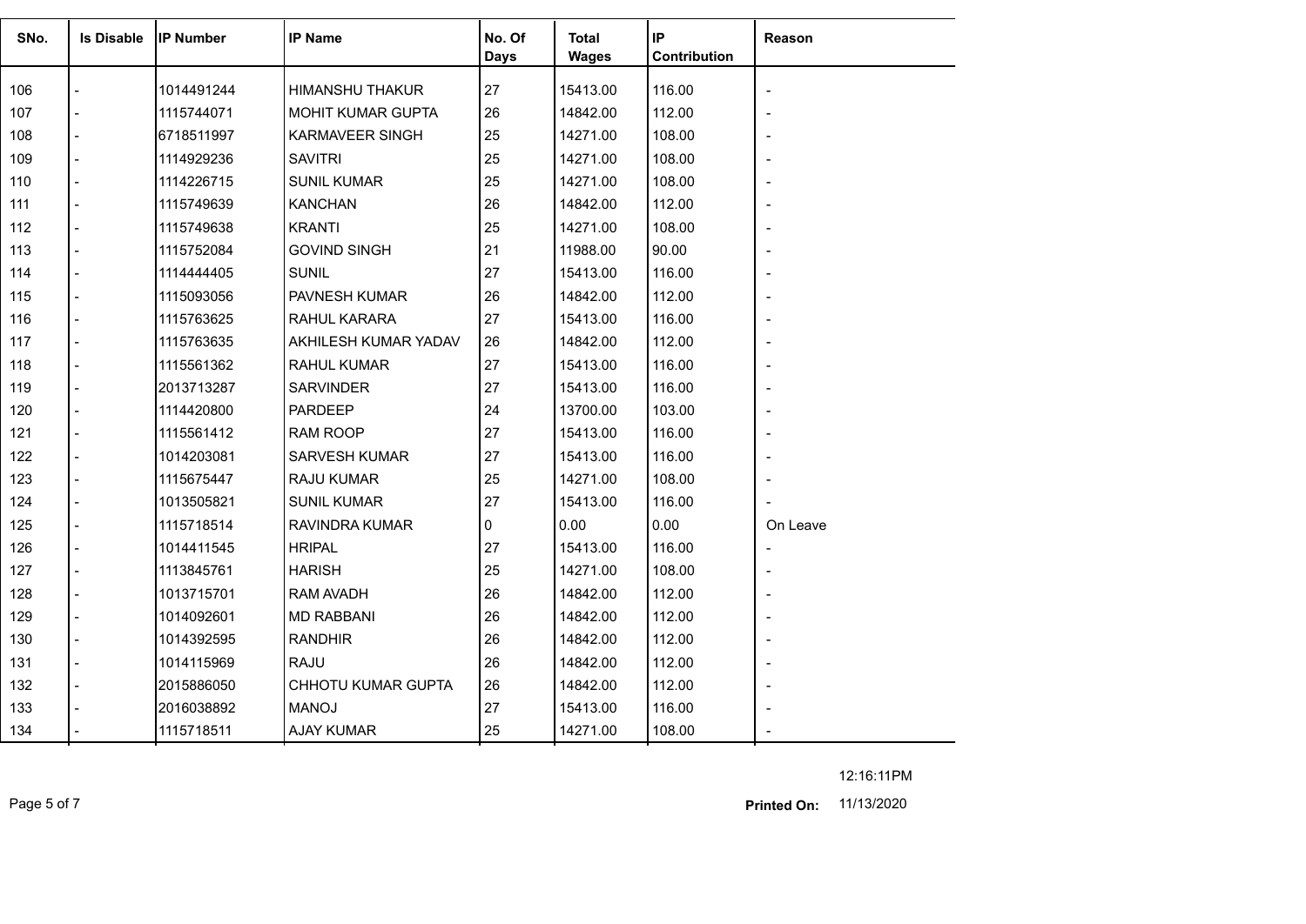| SNo. | Is Disable | IP Number | IP Name | No. Of Days | Total Wages | IP Contribution | Reason |
|---|---|---|---|---|---|---|---|
| 106 | - | 1014491244 | HIMANSHU THAKUR | 27 | 15413.00 | 116.00 | - |
| 107 | - | 1115744071 | MOHIT KUMAR GUPTA | 26 | 14842.00 | 112.00 | - |
| 108 | - | 6718511997 | KARMAVEER SINGH | 25 | 14271.00 | 108.00 | - |
| 109 | - | 1114929236 | SAVITRI | 25 | 14271.00 | 108.00 | - |
| 110 | - | 1114226715 | SUNIL KUMAR | 25 | 14271.00 | 108.00 | - |
| 111 | - | 1115749639 | KANCHAN | 26 | 14842.00 | 112.00 | - |
| 112 | - | 1115749638 | KRANTI | 25 | 14271.00 | 108.00 | - |
| 113 | - | 1115752084 | GOVIND SINGH | 21 | 11988.00 | 90.00 | - |
| 114 | - | 1114444405 | SUNIL | 27 | 15413.00 | 116.00 | - |
| 115 | - | 1115093056 | PAVNESH KUMAR | 26 | 14842.00 | 112.00 | - |
| 116 | - | 1115763625 | RAHUL KARARA | 27 | 15413.00 | 116.00 | - |
| 117 | - | 1115763635 | AKHILESH KUMAR YADAV | 26 | 14842.00 | 112.00 | - |
| 118 | - | 1115561362 | RAHUL KUMAR | 27 | 15413.00 | 116.00 | - |
| 119 | - | 2013713287 | SARVINDER | 27 | 15413.00 | 116.00 | - |
| 120 | - | 1114420800 | PARDEEP | 24 | 13700.00 | 103.00 | - |
| 121 | - | 1115561412 | RAM ROOP | 27 | 15413.00 | 116.00 | - |
| 122 | - | 1014203081 | SARVESH KUMAR | 27 | 15413.00 | 116.00 | - |
| 123 | - | 1115675447 | RAJU KUMAR | 25 | 14271.00 | 108.00 | - |
| 124 | - | 1013505821 | SUNIL KUMAR | 27 | 15413.00 | 116.00 | - |
| 125 | - | 1115718514 | RAVINDRA KUMAR | 0 | 0.00 | 0.00 | On Leave |
| 126 | - | 1014411545 | HRIPAL | 27 | 15413.00 | 116.00 | - |
| 127 | - | 1113845761 | HARISH | 25 | 14271.00 | 108.00 | - |
| 128 | - | 1013715701 | RAM AVADH | 26 | 14842.00 | 112.00 | - |
| 129 | - | 1014092601 | MD RABBANI | 26 | 14842.00 | 112.00 | - |
| 130 | - | 1014392595 | RANDHIR | 26 | 14842.00 | 112.00 | - |
| 131 | - | 1014115969 | RAJU | 26 | 14842.00 | 112.00 | - |
| 132 | - | 2015886050 | CHHOTU KUMAR GUPTA | 26 | 14842.00 | 112.00 | - |
| 133 | - | 2016038892 | MANOJ | 27 | 15413.00 | 116.00 | - |
| 134 | - | 1115718511 | AJAY KUMAR | 25 | 14271.00 | 108.00 | - |

12:16:11PM

**Printed On:** 11/13/2020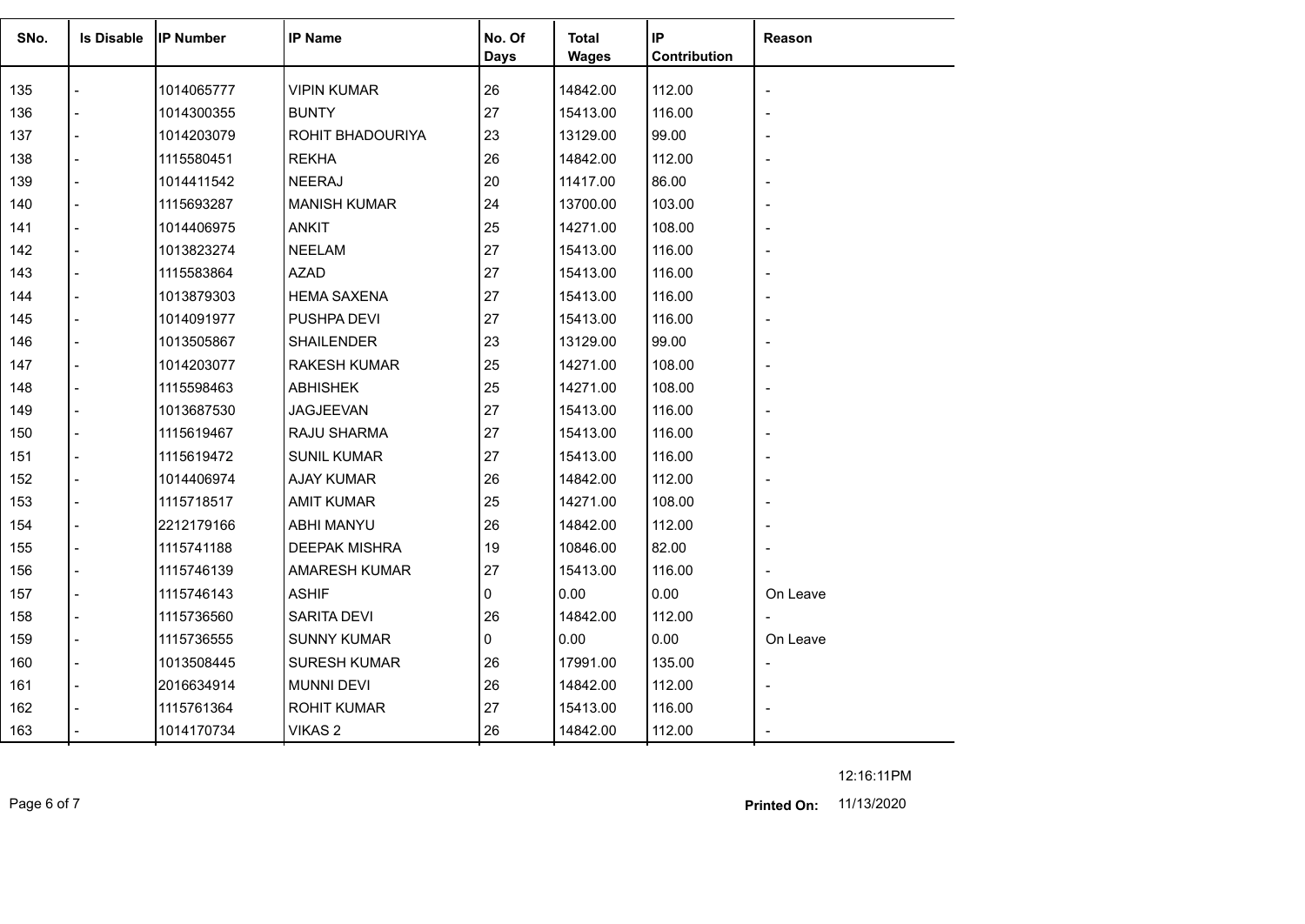| SNo. | Is Disable | IP Number | IP Name | No. Of Days | Total Wages | IP Contribution | Reason |
|---|---|---|---|---|---|---|---|
| 135 | - | 1014065777 | VIPIN KUMAR | 26 | 14842.00 | 112.00 | - |
| 136 | - | 1014300355 | BUNTY | 27 | 15413.00 | 116.00 | - |
| 137 | - | 1014203079 | ROHIT BHADOURIYA | 23 | 13129.00 | 99.00 | - |
| 138 | - | 1115580451 | REKHA | 26 | 14842.00 | 112.00 | - |
| 139 | - | 1014411542 | NEERAJ | 20 | 11417.00 | 86.00 | - |
| 140 | - | 1115693287 | MANISH KUMAR | 24 | 13700.00 | 103.00 | - |
| 141 | - | 1014406975 | ANKIT | 25 | 14271.00 | 108.00 | - |
| 142 | - | 1013823274 | NEELAM | 27 | 15413.00 | 116.00 | - |
| 143 | - | 1115583864 | AZAD | 27 | 15413.00 | 116.00 | - |
| 144 | - | 1013879303 | HEMA SAXENA | 27 | 15413.00 | 116.00 | - |
| 145 | - | 1014091977 | PUSHPA DEVI | 27 | 15413.00 | 116.00 | - |
| 146 | - | 1013505867 | SHAILENDER | 23 | 13129.00 | 99.00 | - |
| 147 | - | 1014203077 | RAKESH KUMAR | 25 | 14271.00 | 108.00 | - |
| 148 | - | 1115598463 | ABHISHEK | 25 | 14271.00 | 108.00 | - |
| 149 | - | 1013687530 | JAGJEEVAN | 27 | 15413.00 | 116.00 | - |
| 150 | - | 1115619467 | RAJU SHARMA | 27 | 15413.00 | 116.00 | - |
| 151 | - | 1115619472 | SUNIL KUMAR | 27 | 15413.00 | 116.00 | - |
| 152 | - | 1014406974 | AJAY KUMAR | 26 | 14842.00 | 112.00 | - |
| 153 | - | 1115718517 | AMIT KUMAR | 25 | 14271.00 | 108.00 | - |
| 154 | - | 2212179166 | ABHI MANYU | 26 | 14842.00 | 112.00 | - |
| 155 | - | 1115741188 | DEEPAK MISHRA | 19 | 10846.00 | 82.00 | - |
| 156 | - | 1115746139 | AMARESH KUMAR | 27 | 15413.00 | 116.00 | - |
| 157 | - | 1115746143 | ASHIF | 0 | 0.00 | 0.00 | On Leave |
| 158 | - | 1115736560 | SARITA DEVI | 26 | 14842.00 | 112.00 | - |
| 159 | - | 1115736555 | SUNNY KUMAR | 0 | 0.00 | 0.00 | On Leave |
| 160 | - | 1013508445 | SURESH KUMAR | 26 | 17991.00 | 135.00 | - |
| 161 | - | 2016634914 | MUNNI DEVI | 26 | 14842.00 | 112.00 | - |
| 162 | - | 1115761364 | ROHIT KUMAR | 27 | 15413.00 | 116.00 | - |
| 163 | - | 1014170734 | VIKAS 2 | 26 | 14842.00 | 112.00 | - |

12:16:11PM

**Printed On:** 11/13/2020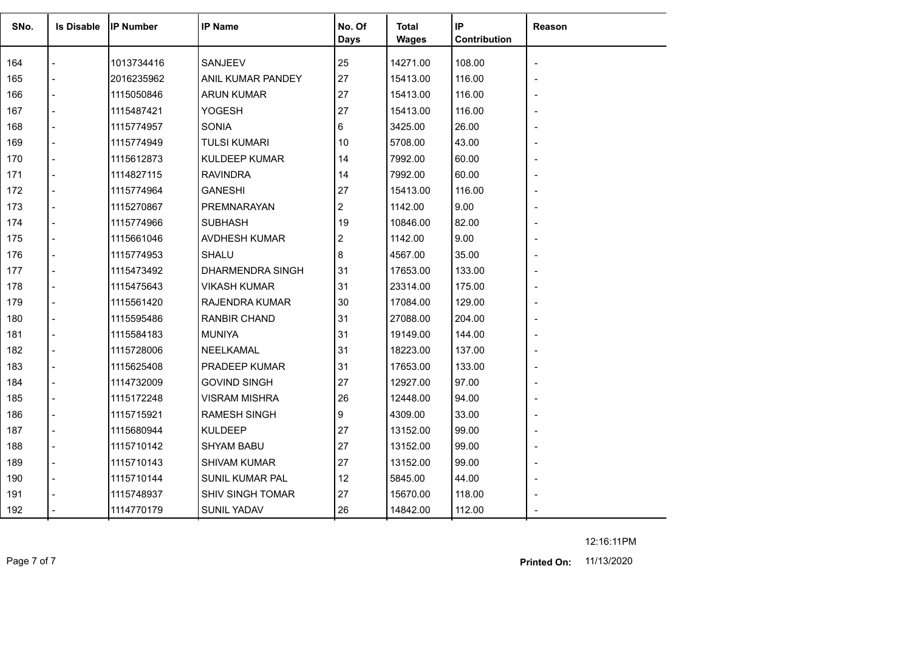| SNo. | Is Disable | IP Number | IP Name | No. Of Days | Total Wages | IP Contribution | Reason |
|---|---|---|---|---|---|---|---|
| 164 | - | 1013734416 | SANJEEV | 25 | 14271.00 | 108.00 | - |
| 165 | - | 2016235962 | ANIL KUMAR PANDEY | 27 | 15413.00 | 116.00 | - |
| 166 | - | 1115050846 | ARUN KUMAR | 27 | 15413.00 | 116.00 | - |
| 167 | - | 1115487421 | YOGESH | 27 | 15413.00 | 116.00 | - |
| 168 | - | 1115774957 | SONIA | 6 | 3425.00 | 26.00 | - |
| 169 | - | 1115774949 | TULSI KUMARI | 10 | 5708.00 | 43.00 | - |
| 170 | - | 1115612873 | KULDEEP KUMAR | 14 | 7992.00 | 60.00 | - |
| 171 | - | 1114827115 | RAVINDRA | 14 | 7992.00 | 60.00 | - |
| 172 | - | 1115774964 | GANESHI | 27 | 15413.00 | 116.00 | - |
| 173 | - | 1115270867 | PREMNARAYAN | 2 | 1142.00 | 9.00 | - |
| 174 | - | 1115774966 | SUBHASH | 19 | 10846.00 | 82.00 | - |
| 175 | - | 1115661046 | AVDHESH KUMAR | 2 | 1142.00 | 9.00 | - |
| 176 | - | 1115774953 | SHALU | 8 | 4567.00 | 35.00 | - |
| 177 | - | 1115473492 | DHARMENDRA SINGH | 31 | 17653.00 | 133.00 | - |
| 178 | - | 1115475643 | VIKASH KUMAR | 31 | 23314.00 | 175.00 | - |
| 179 | - | 1115561420 | RAJENDRA KUMAR | 30 | 17084.00 | 129.00 | - |
| 180 | - | 1115595486 | RANBIR CHAND | 31 | 27088.00 | 204.00 | - |
| 181 | - | 1115584183 | MUNIYA | 31 | 19149.00 | 144.00 | - |
| 182 | - | 1115728006 | NEELKAMAL | 31 | 18223.00 | 137.00 | - |
| 183 | - | 1115625408 | PRADEEP KUMAR | 31 | 17653.00 | 133.00 | - |
| 184 | - | 1114732009 | GOVIND SINGH | 27 | 12927.00 | 97.00 | - |
| 185 | - | 1115172248 | VISRAM MISHRA | 26 | 12448.00 | 94.00 | - |
| 186 | - | 1115715921 | RAMESH SINGH | 9 | 4309.00 | 33.00 | - |
| 187 | - | 1115680944 | KULDEEP | 27 | 13152.00 | 99.00 | - |
| 188 | - | 1115710142 | SHYAM BABU | 27 | 13152.00 | 99.00 | - |
| 189 | - | 1115710143 | SHIVAM KUMAR | 27 | 13152.00 | 99.00 | - |
| 190 | - | 1115710144 | SUNIL KUMAR PAL | 12 | 5845.00 | 44.00 | - |
| 191 | - | 1115748937 | SHIV SINGH TOMAR | 27 | 15670.00 | 118.00 | - |
| 192 | - | 1114770179 | SUNIL YADAV | 26 | 14842.00 | 112.00 | - |

12:16:11PM

**Printed On:** 11/13/2020